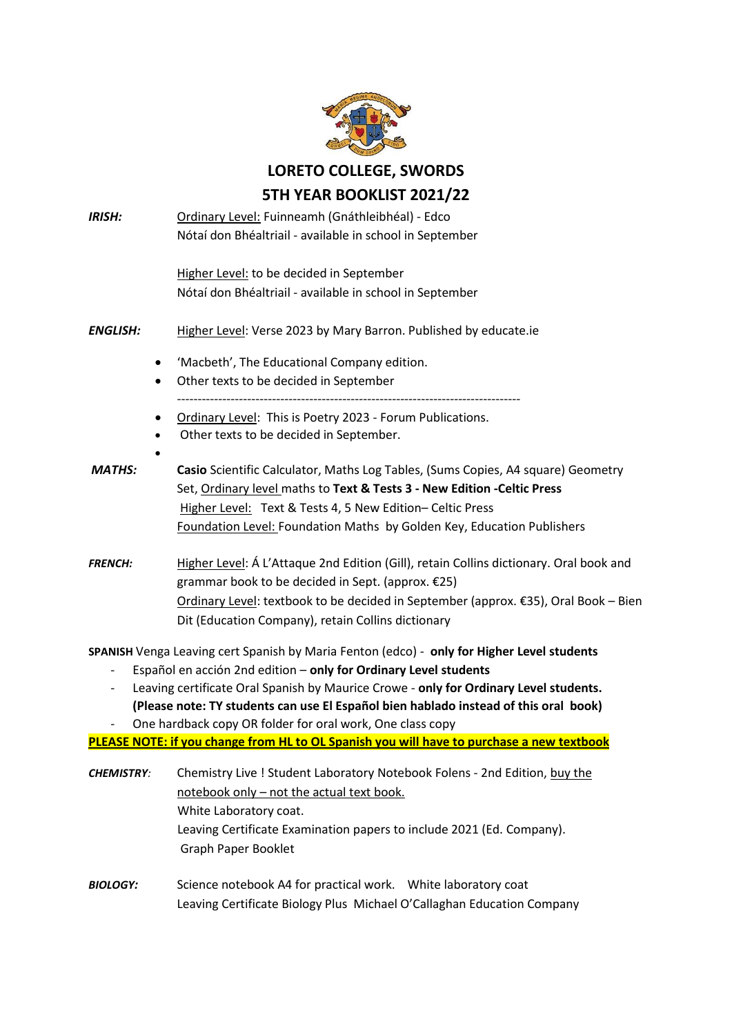# LORETO COLLEGE, SWORDS

## 5TH YEAR BOOKLIST 2021/22

***IRISH:***

Ordinary Level: Fuinneamh (Gnáthleibhéal) - Edco
Nótaí don Bhéaltriail - available in school in September

Higher Level: to be decided in September
Nótaí don Bhéaltriail - available in school in September

***ENGLISH:***

Higher Level: Verse 2023 by Mary Barron. Published by educate.ie

- 'Macbeth', The Educational Company edition.
- Other texts to be decided in September

---

- Ordinary Level: This is Poetry 2023 - Forum Publications.
- Other texts to be decided in September.

***MATHS:***

**Casio** Scientific Calculator, Maths Log Tables, (Sums Copies, A4 square) Geometry Set, Ordinary level maths to **Text & Tests 3 - New Edition -Celtic Press**
Higher Level: Text & Tests 4, 5 New Edition– Celtic Press
Foundation Level: Foundation Maths by Golden Key, Education Publishers

***FRENCH:***

Higher Level: Á L'Attaque 2nd Edition (Gill), retain Collins dictionary. Oral book and grammar book to be decided in Sept. (approx. €25)
Ordinary Level: textbook to be decided in September (approx. €35), Oral Book – Bien Dit (Education Company), retain Collins dictionary

**SPANISH** Venga Leaving cert Spanish by Maria Fenton (edco) - **only for Higher Level students**

- Español en acción 2nd edition – **only for Ordinary Level students**
- Leaving certificate Oral Spanish by Maurice Crowe - **only for Ordinary Level students. (Please note: TY students can use El Español bien hablado instead of this oral book)**
- One hardback copy OR folder for oral work, One class copy

**PLEASE NOTE: if you change from HL to OL Spanish you will have to purchase a new textbook**

***CHEMISTRY:***

Chemistry Live ! Student Laboratory Notebook Folens - 2nd Edition, buy the notebook only – not the actual text book.
White Laboratory coat.
Leaving Certificate Examination papers to include 2021 (Ed. Company).
Graph Paper Booklet

***BIOLOGY:***

Science notebook A4 for practical work. White laboratory coat
Leaving Certificate Biology Plus Michael O'Callaghan Education Company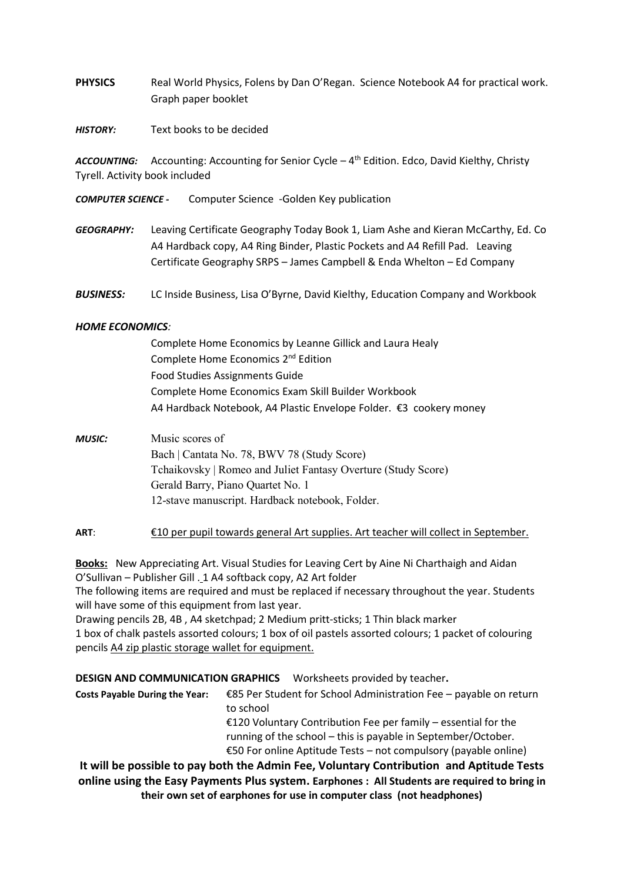**PHYSICS** Real World Physics, Folens by Dan O'Regan. Science Notebook A4 for practical work. Graph paper booklet

***HISTORY:*** Text books to be decided

***ACCOUNTING:*** Accounting: Accounting for Senior Cycle – 4th Edition. Edco, David Kielthy, Christy Tyrell. Activity book included

***COMPUTER SCIENCE -*** Computer Science -Golden Key publication

***GEOGRAPHY:*** Leaving Certificate Geography Today Book 1, Liam Ashe and Kieran McCarthy, Ed. Co A4 Hardback copy, A4 Ring Binder, Plastic Pockets and A4 Refill Pad. Leaving Certificate Geography SRPS – James Campbell & Enda Whelton – Ed Company

***BUSINESS:*** LC Inside Business, Lisa O'Byrne, David Kielthy, Education Company and Workbook

***HOME ECONOMICS:***

Complete Home Economics by Leanne Gillick and Laura Healy
Complete Home Economics 2nd Edition
Food Studies Assignments Guide
Complete Home Economics Exam Skill Builder Workbook
A4 Hardback Notebook, A4 Plastic Envelope Folder. €3 cookery money

***MUSIC:*** Music scores of
Bach | Cantata No. 78, BWV 78 (Study Score)
Tchaikovsky | Romeo and Juliet Fantasy Overture (Study Score)
Gerald Barry, Piano Quartet No. 1
12-stave manuscript. Hardback notebook, Folder.

**ART**: €10 per pupil towards general Art supplies. Art teacher will collect in September.

**Books:** New Appreciating Art. Visual Studies for Leaving Cert by Aine Ni Charthaigh and Aidan O'Sullivan – Publisher Gill . 1 A4 softback copy, A2 Art folder
The following items are required and must be replaced if necessary throughout the year. Students will have some of this equipment from last year.
Drawing pencils 2B, 4B , A4 sketchpad; 2 Medium pritt-sticks; 1 Thin black marker
1 box of chalk pastels assorted colours; 1 box of oil pastels assorted colours; 1 packet of colouring pencils A4 zip plastic storage wallet for equipment.

**DESIGN AND COMMUNICATION GRAPHICS** Worksheets provided by teacher**.**

**Costs Payable During the Year:** €85 Per Student for School Administration Fee – payable on return to school
€120 Voluntary Contribution Fee per family – essential for the running of the school – this is payable in September/October.
€50 For online Aptitude Tests – not compulsory (payable online)

**It will be possible to pay both the Admin Fee, Voluntary Contribution and Aptitude Tests online using the Easy Payments Plus system. Earphones : All Students are required to bring in their own set of earphones for use in computer class (not headphones)**